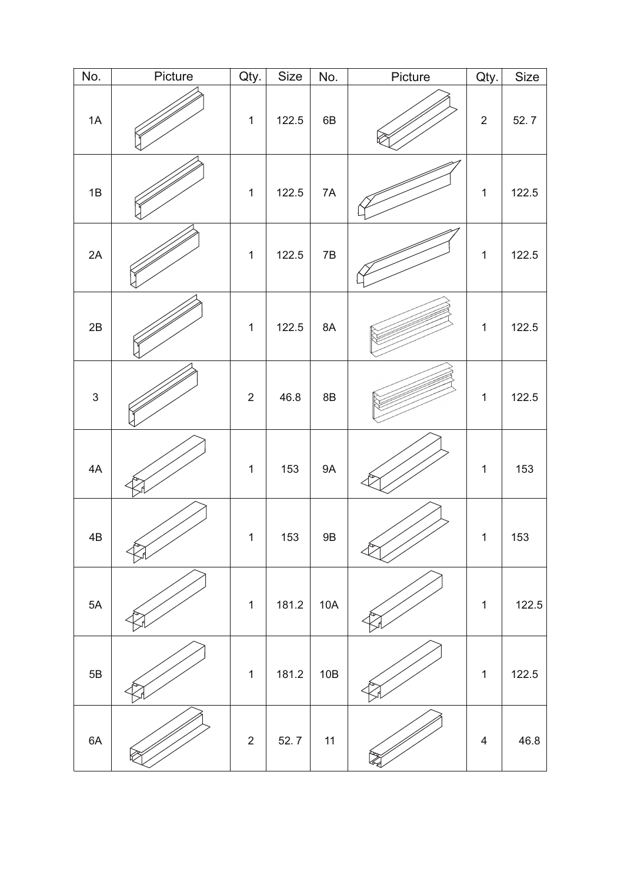| No. | Picture | Qty. | Size | No. | Picture | Qty. | Size |
|---|---|---|---|---|---|---|---|
| 1A | | 1 | 122.5 | 6B | | 2 | 52. 7 |
| 1B | | 1 | 122.5 | 7A | | 1 | 122.5 |
| 2A | | 1 | 122.5 | 7B | | 1 | 122.5 |
| 2B | | 1 | 122.5 | 8A | | 1 | 122.5 |
| 3 | | 2 | 46.8 | 8B | | 1 | 122.5 |
| 4A | | 1 | 153 | 9A | | 1 | 153 |
| 4B | | 1 | 153 | 9B | | 1 | 153 |
| 5A | | 1 | 181.2 | 10A | | 1 | 122.5 |
| 5B | | 1 | 181.2 | 10B | | 1 | 122.5 |
| 6A | | 2 | 52. 7 | 11 | | 4 | 46.8 |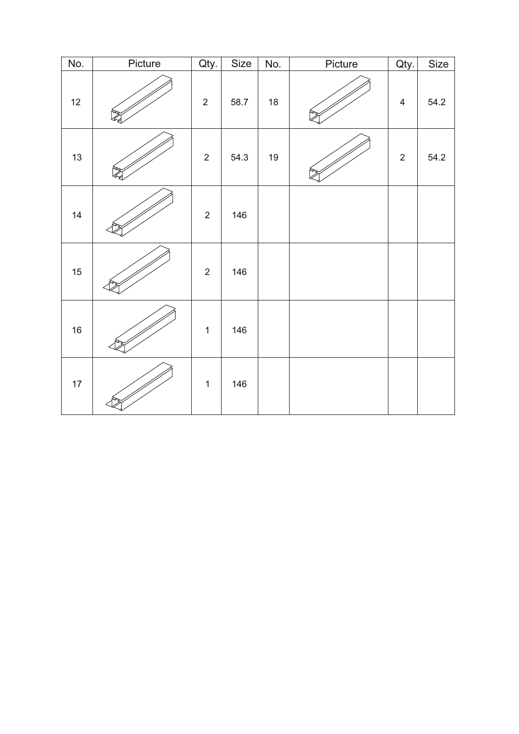| No. | Picture | Qty. | Size | No. | Picture | Qty. | Size |
|---|---|---|---|---|---|---|---|
| 12 | | 2 | 58.7 | 18 | | 4 | 54.2 |
| 13 | | 2 | 54.3 | 19 | | 2 | 54.2 |
| 14 | | 2 | 146 | | | | |
| 15 | | 2 | 146 | | | | |
| 16 | | 1 | 146 | | | | |
| 17 | | 1 | 146 | | | | |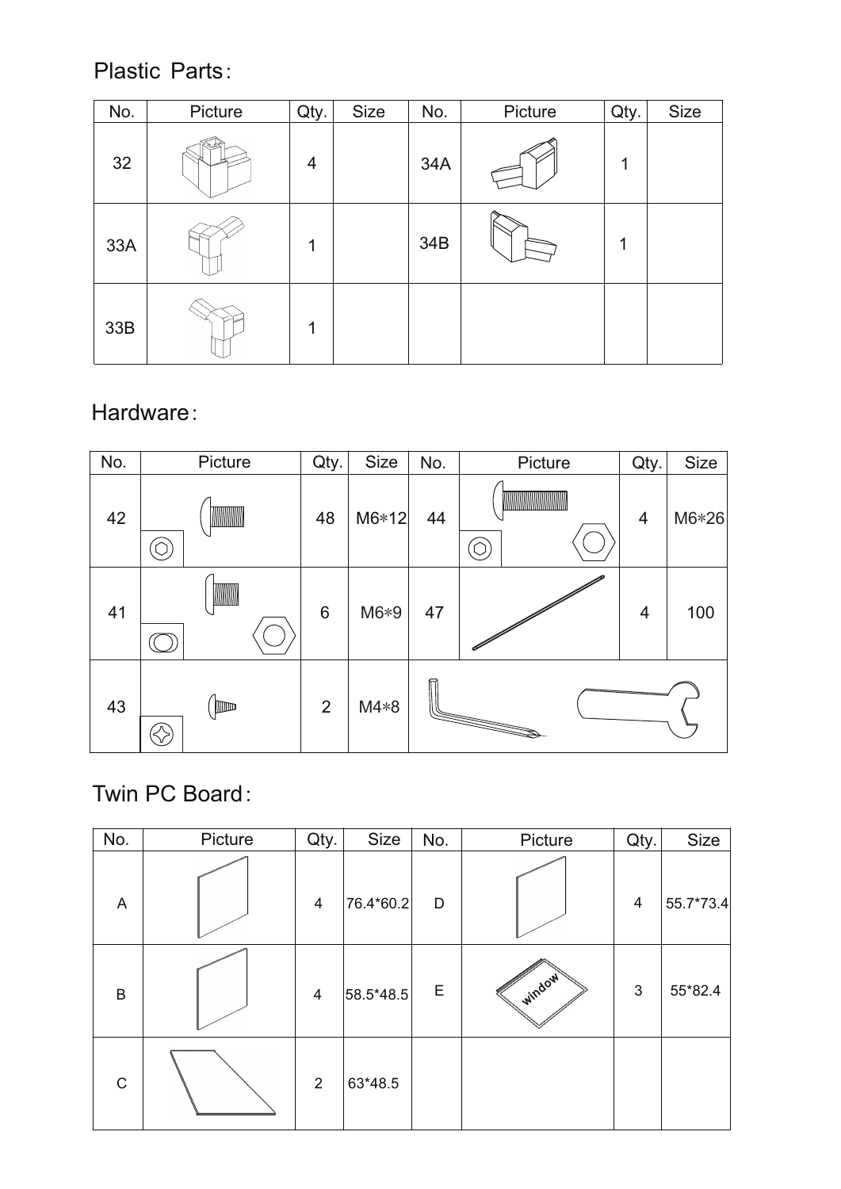## Plastic Parts:

| No. | Picture | Qty. | Size | No. | Picture | Qty. | Size |
|---|---|---|---|---|---|---|---|
| 32 | | 4 | | 34A | | 1 | |
| 33A | | 1 | | 34B | | 1 | |
| 33B | | 1 | | | | | |

## Hardware:

| No. | Picture | Qty. | Size | No. | Picture | Qty. | Size |
|---|---|---|---|---|---|---|---|
| 42 | | 48 | M6*12 | 44 | | 4 | M6*26 |
| 41 | | 6 | M6*9 | 47 | | 4 | 100 |
| 43 | | 2 | M4*8 | | | | |

## Twin PC Board:

| No. | Picture | Qty. | Size | No. | Picture | Qty. | Size |
|---|---|---|---|---|---|---|---|
| A | | 4 | 76.4*60.2 | D | | 4 | 55.7*73.4 |
| B | | 4 | 58.5*48.5 | E | window | 3 | 55*82.4 |
| C | | 2 | 63*48.5 | | | | |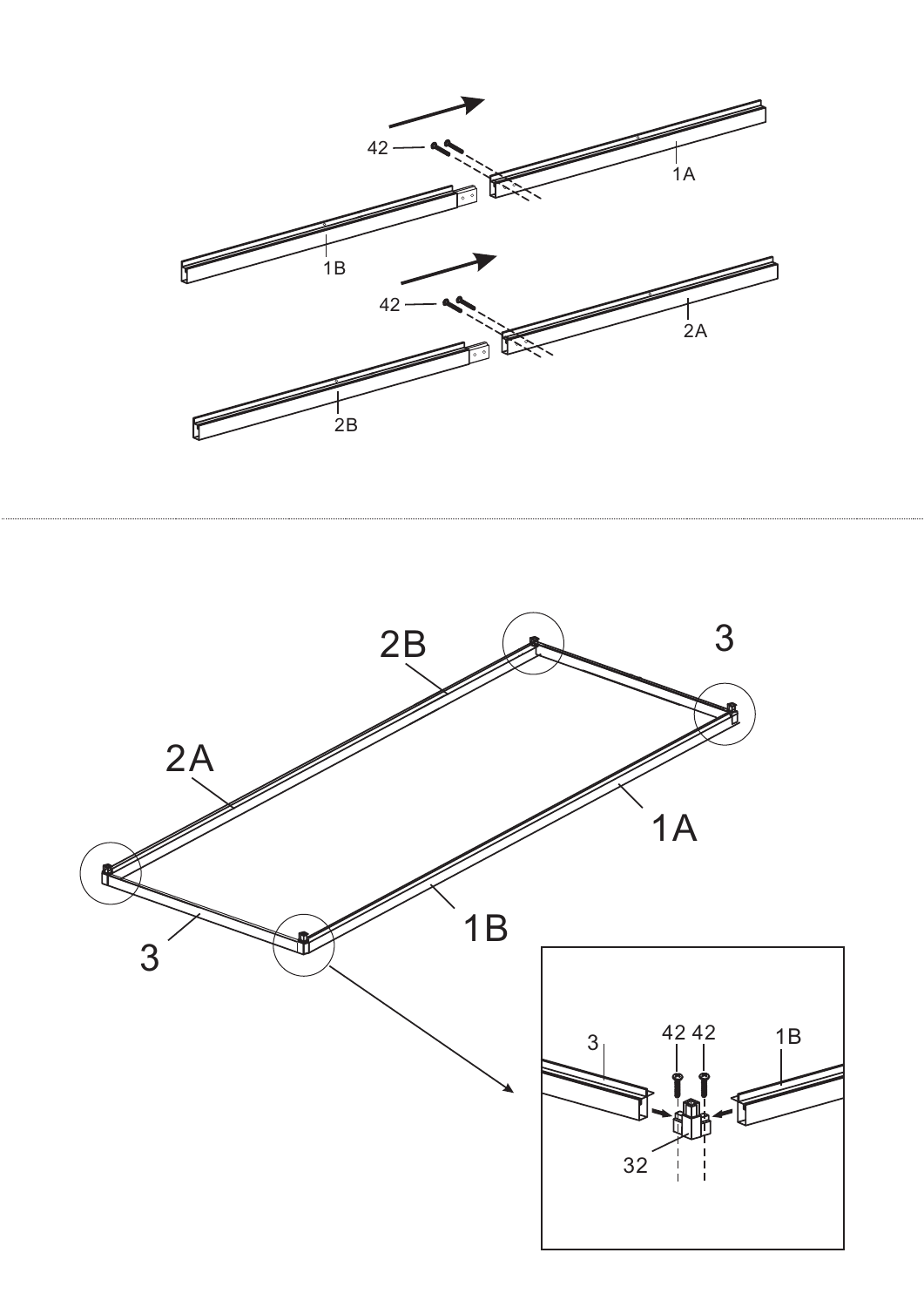42

1A

1B

42

2A

2B

2B

3

2A

1A

3

1B

3

42 42

1B

32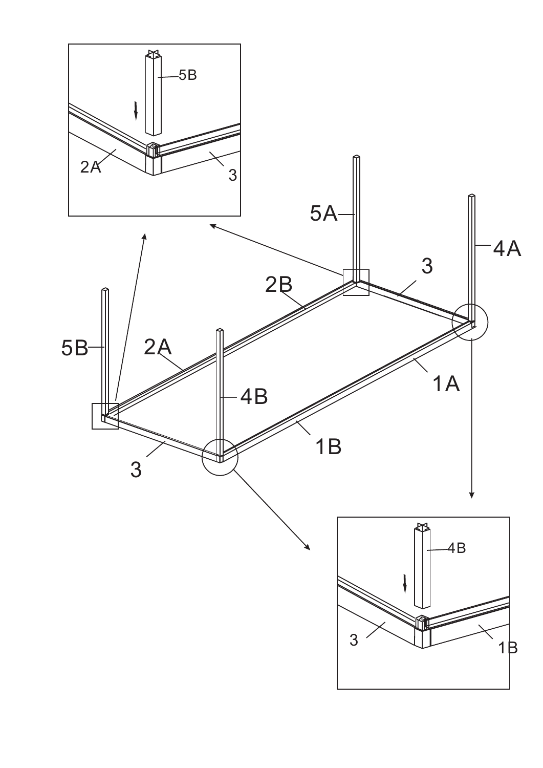5B

2A

3

5A

4A

3

2B

5B

2A

4B

1A

1B

3

4B

3

1B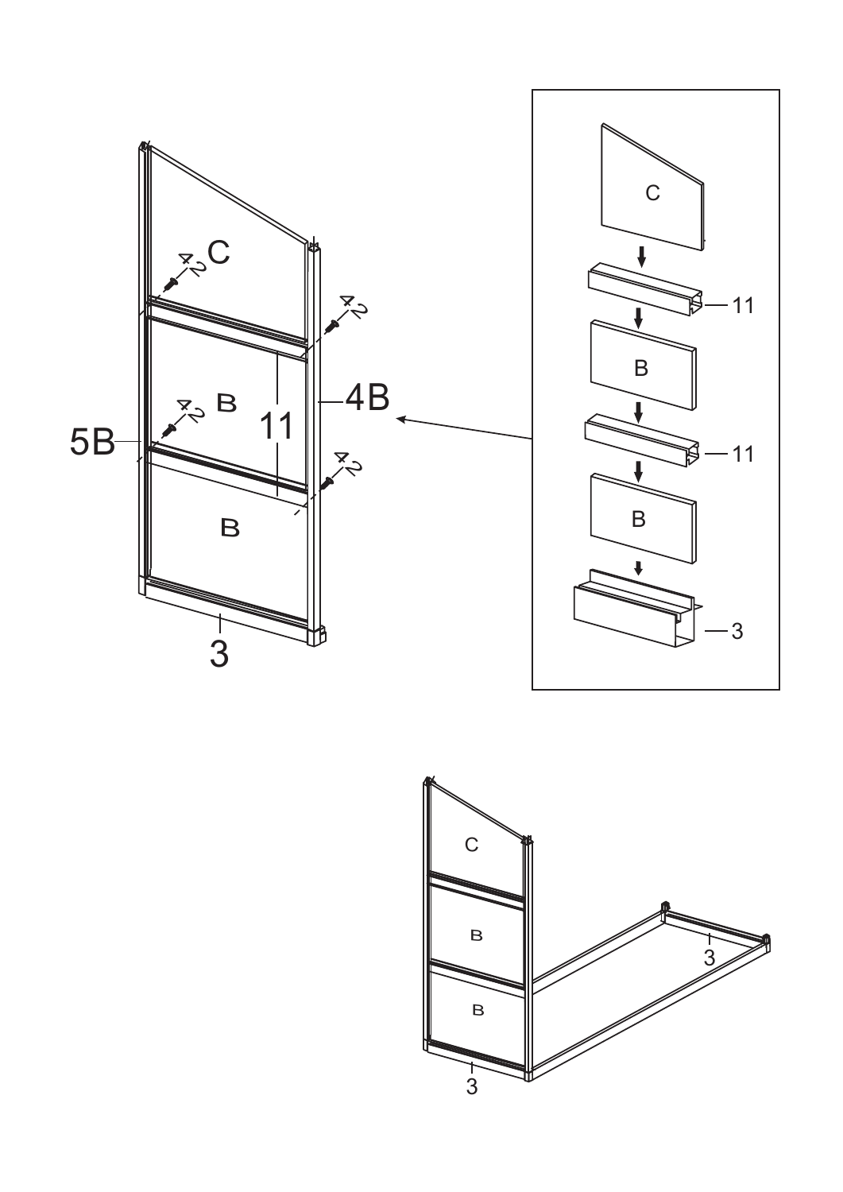C

4x2

4x2

B

5B

11

4B

4x2

4x2

B

3

C

11

B

11

B

3

C

B

B

3

3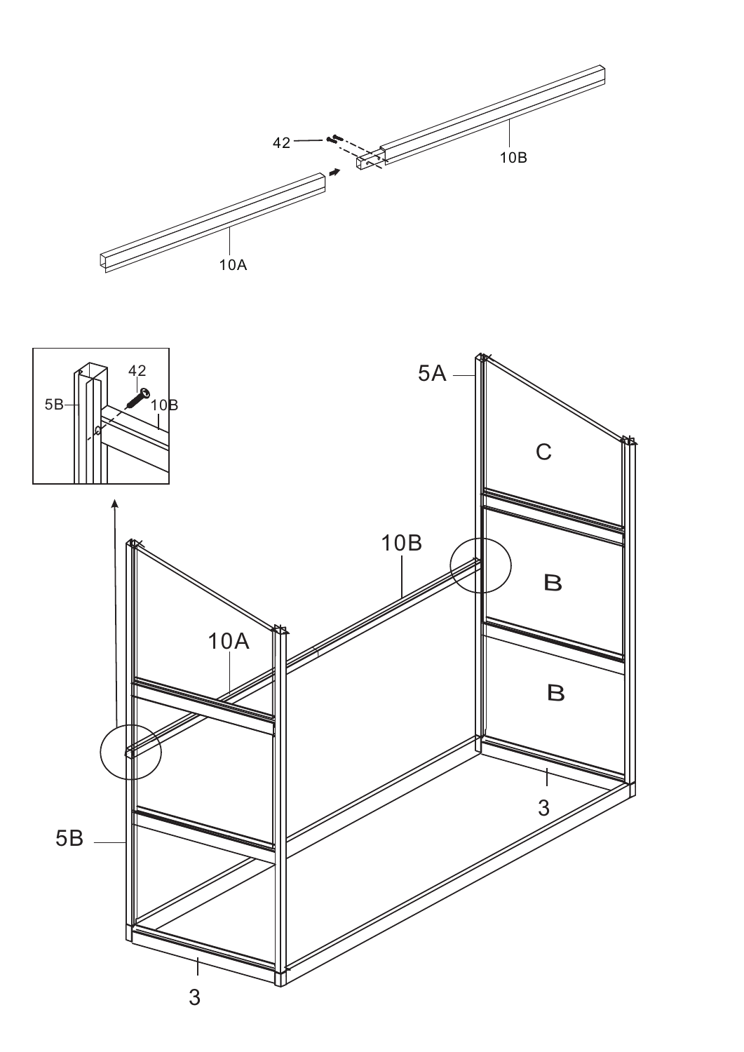42

10B

10A

5B

42

10B

5A

C

10B

B

10A

B

3

5B

3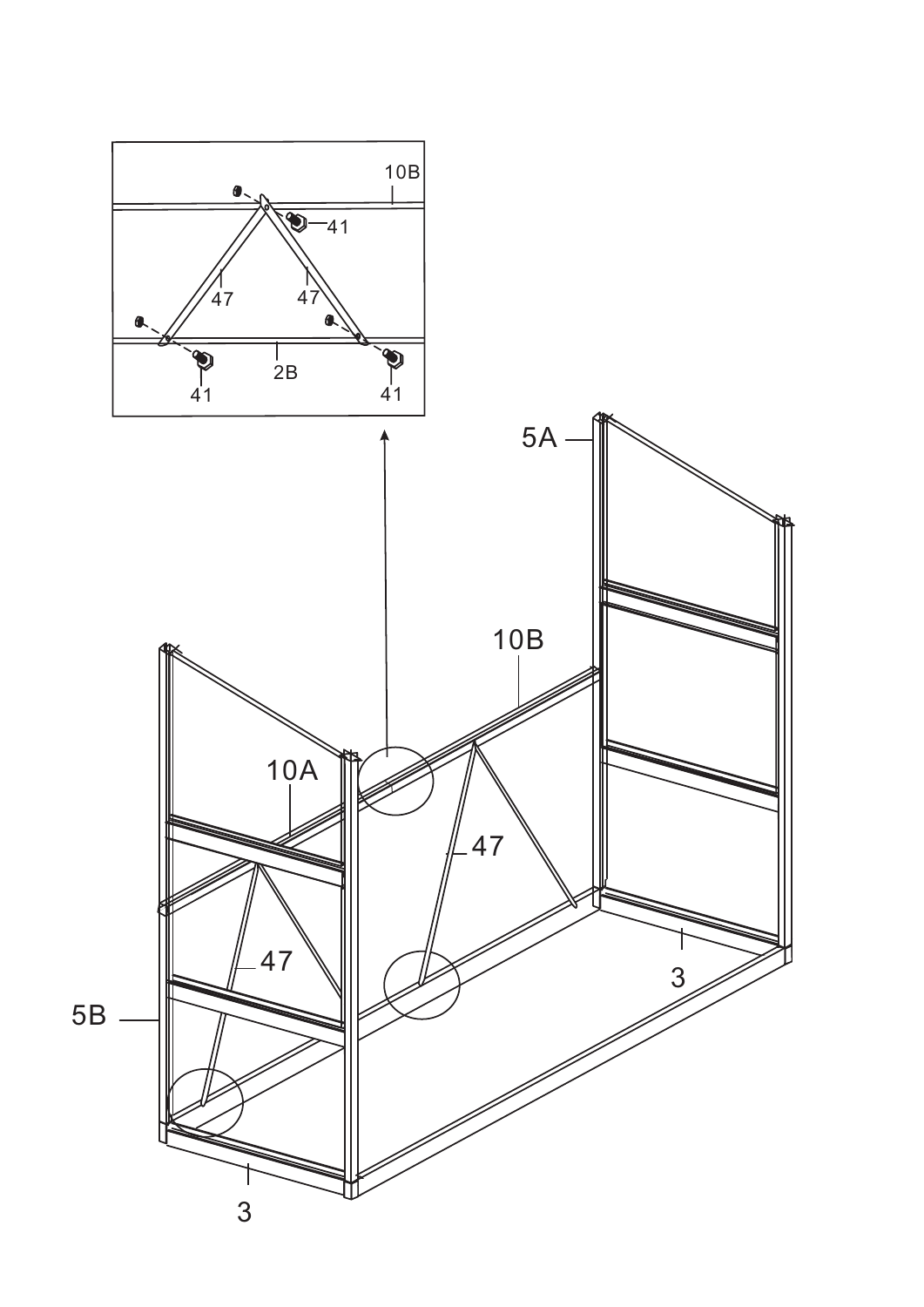10B

41

47

47

2B

41

41

5A

10B

10A

47

47

5B

3

3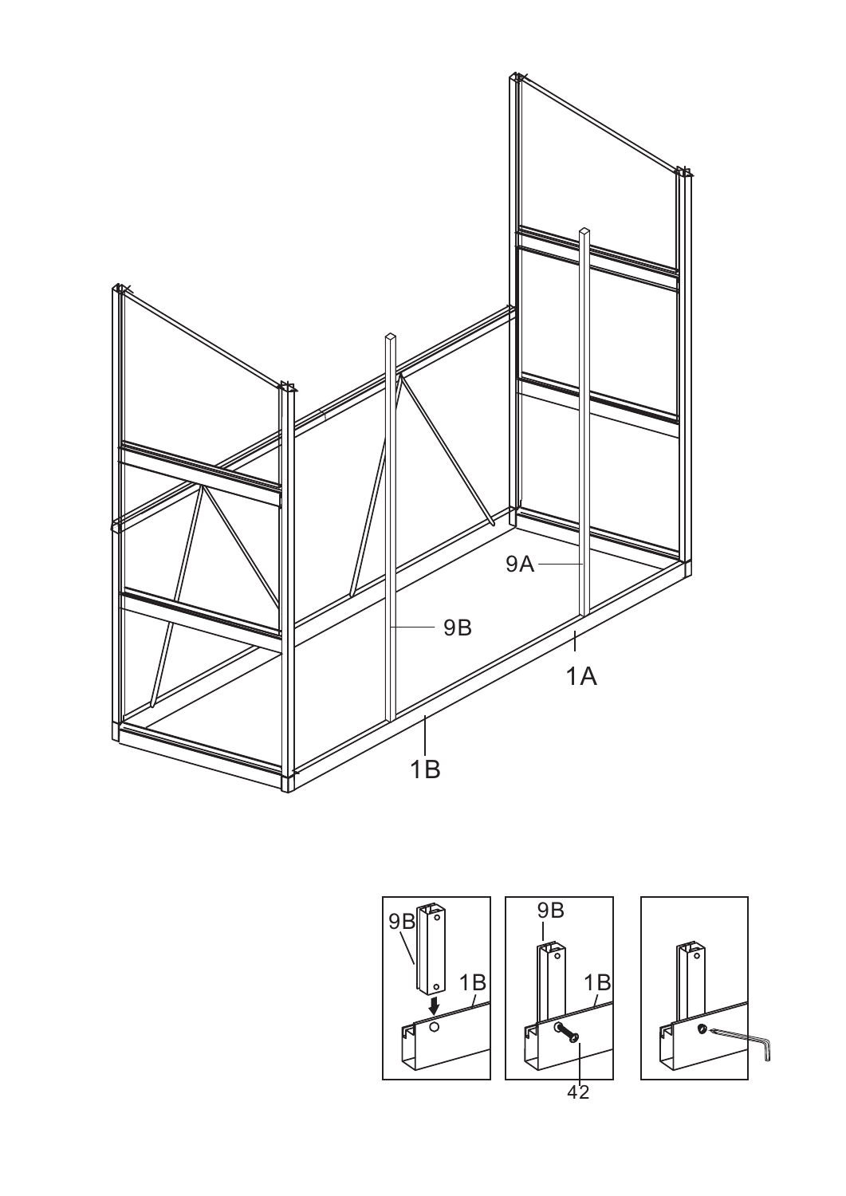9A

9B

1A

1B

9B

1B

9B

1B

42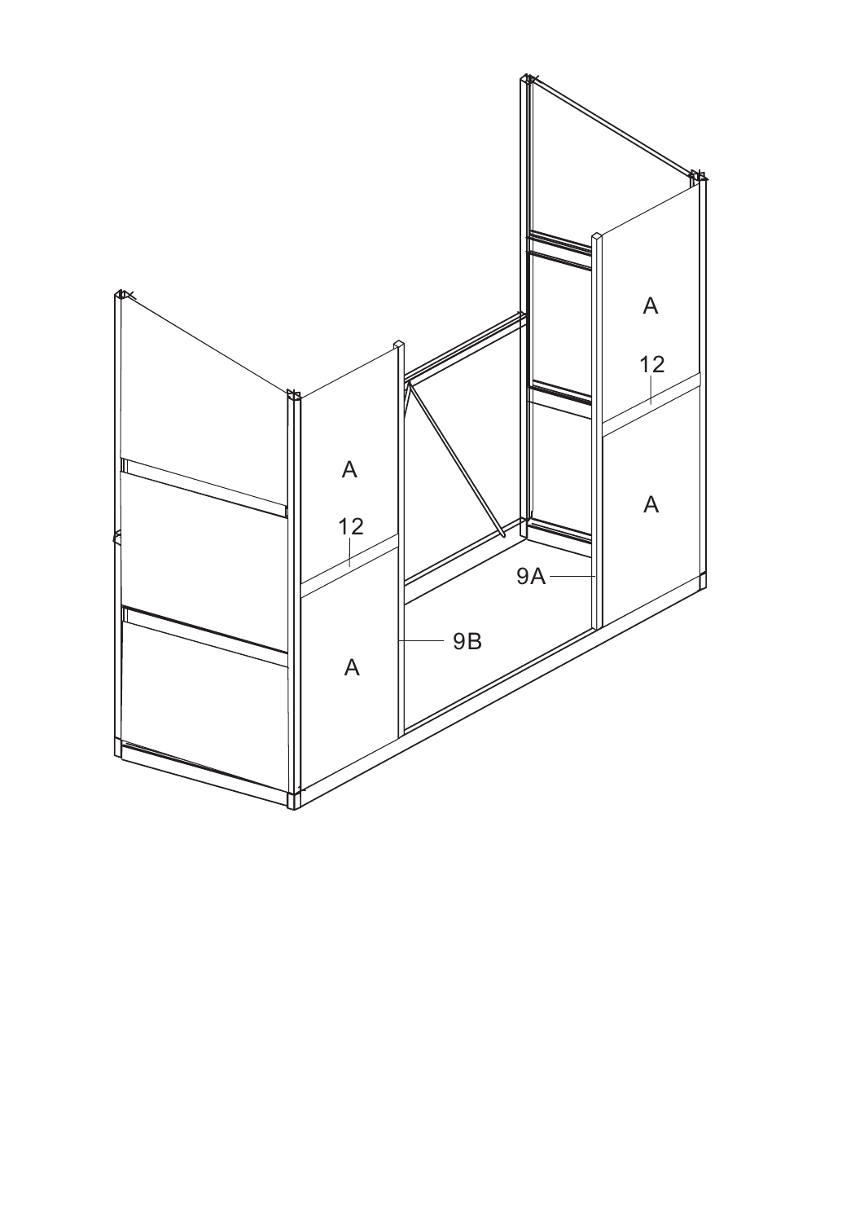A

12

A

A

12

A

9A

9B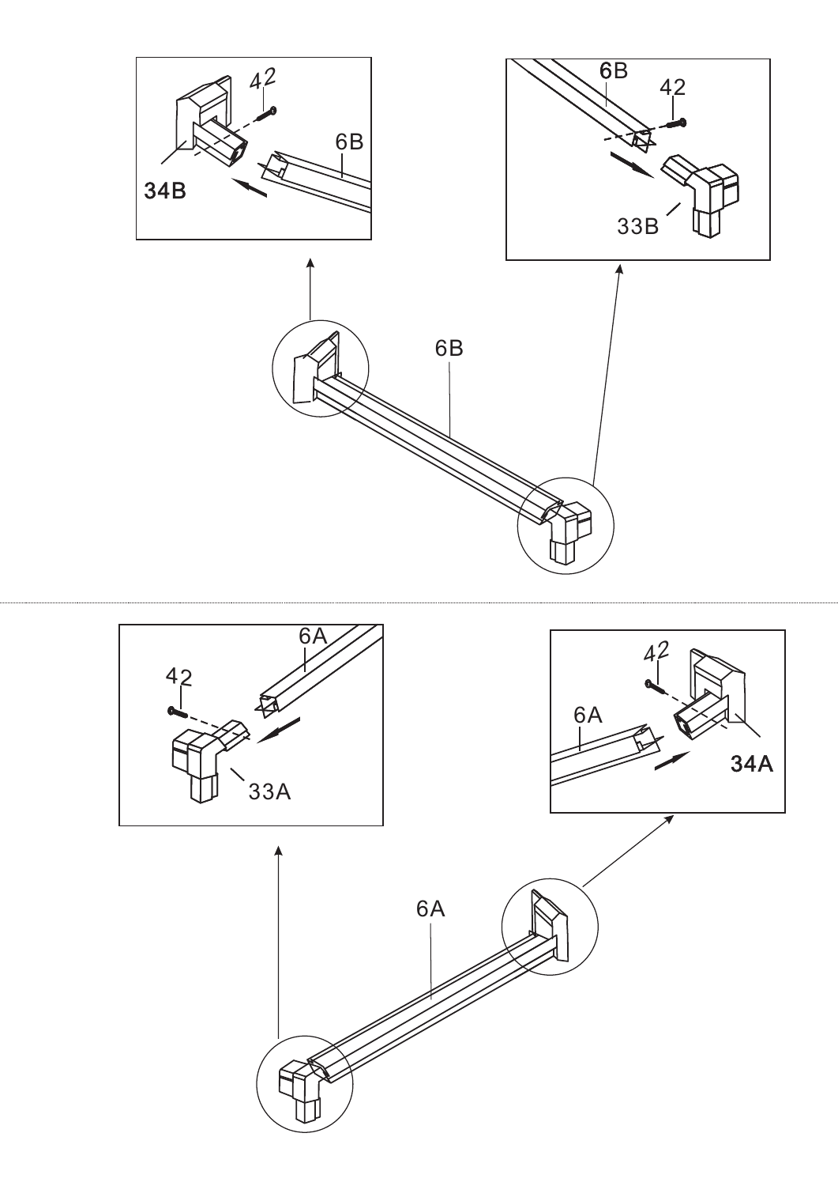42

6B

34B

6B

42

33B

6B

6A

42

33A

42

6A

34A

6A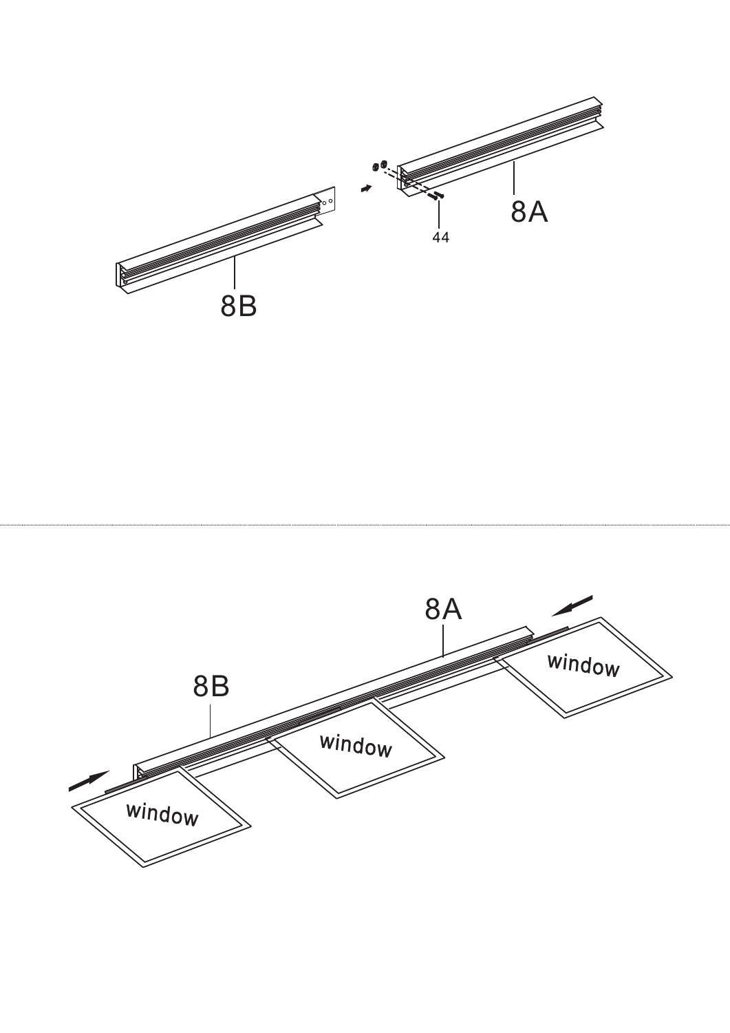8B

44

8A

8A

8B

window

window

window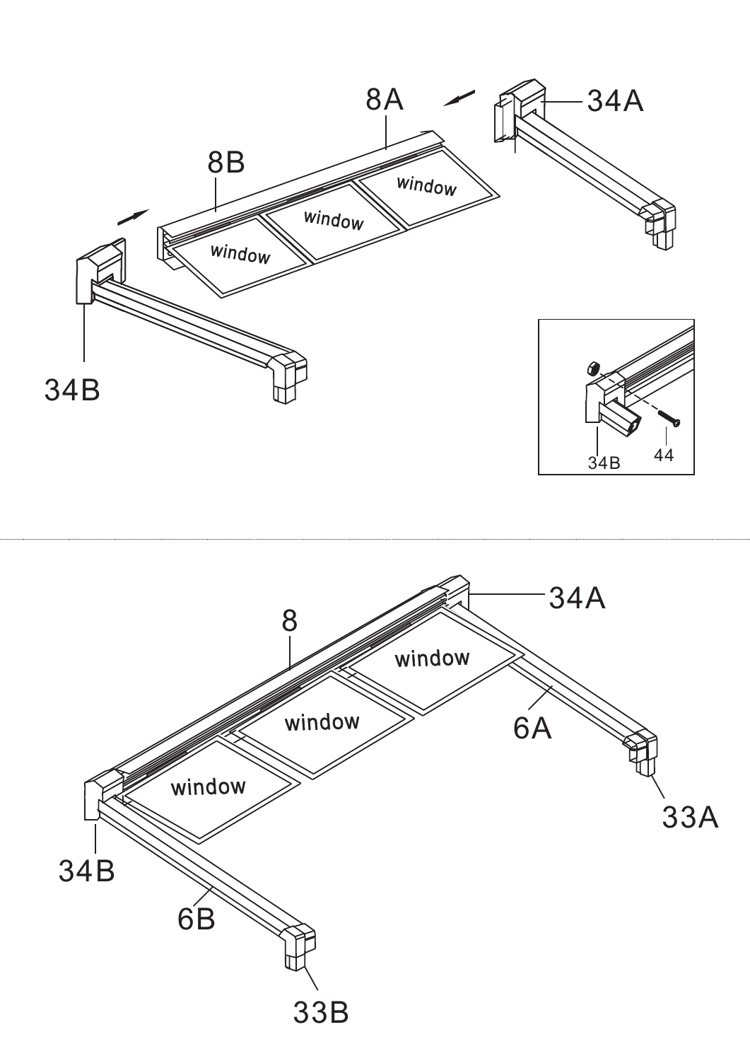8A

8B

34A

window

window

window

34B

34B

44

8

34A

window

window

window

6A

33A

34B

6B

33B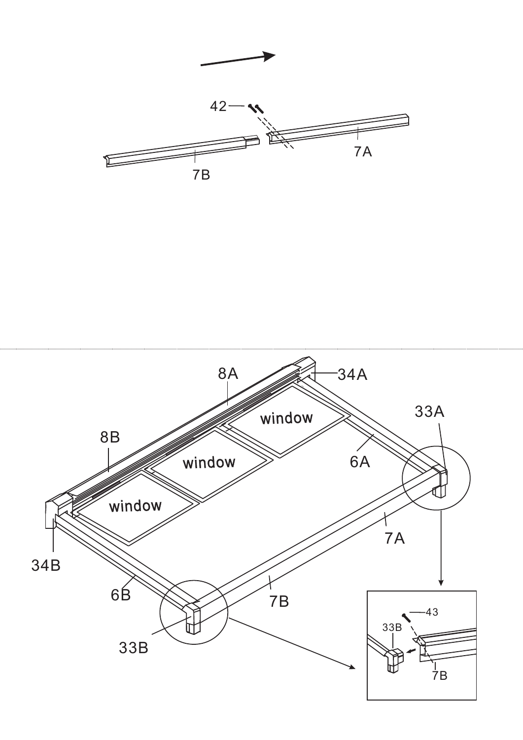42

7B

7A

8A

34A

33A

8B

window

window

window

6A

7A

34B

6B

7B

33B

43

33B

7B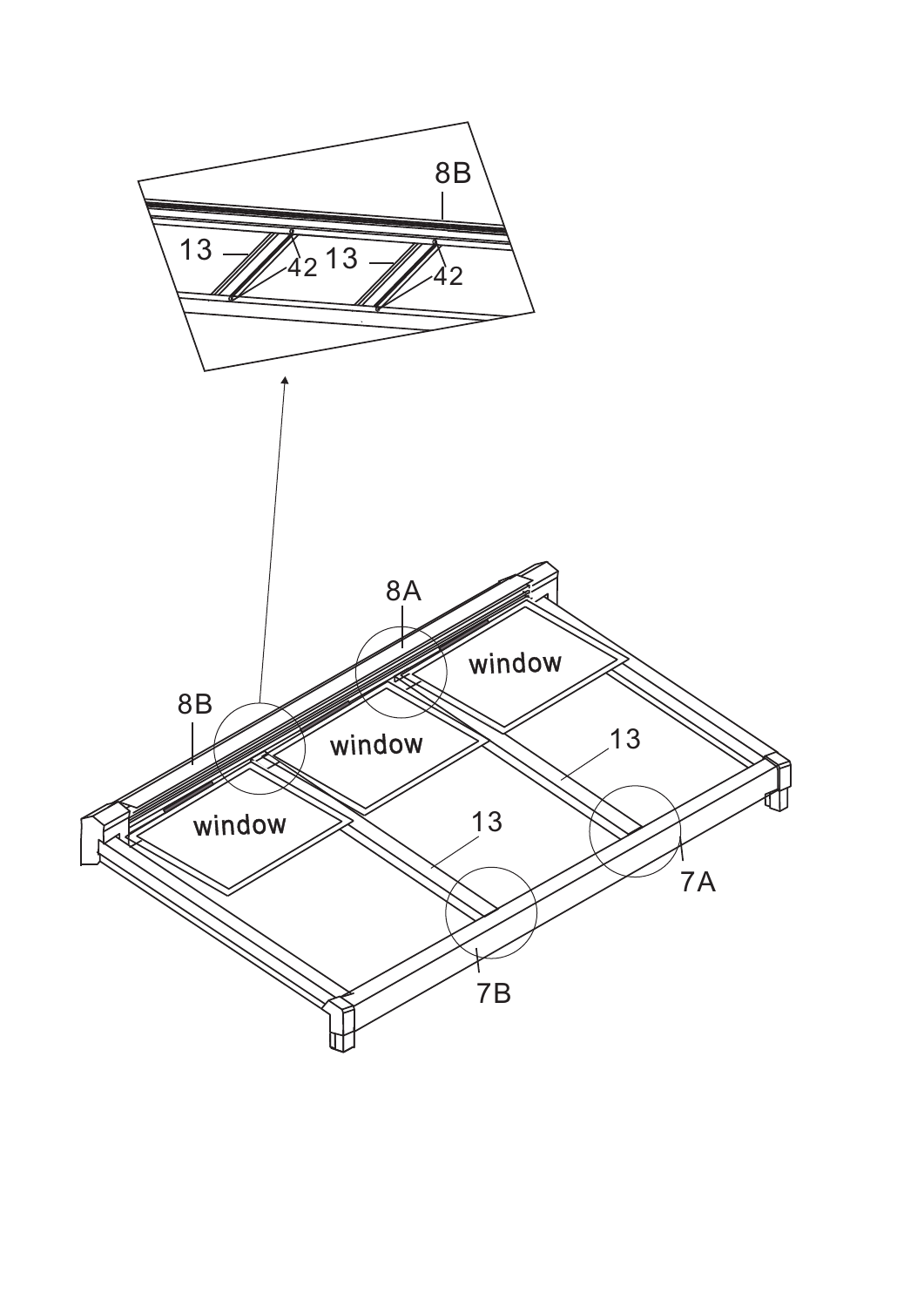8B

13

42

13

42

8A

window

8B

window

13

window

13

7A

7B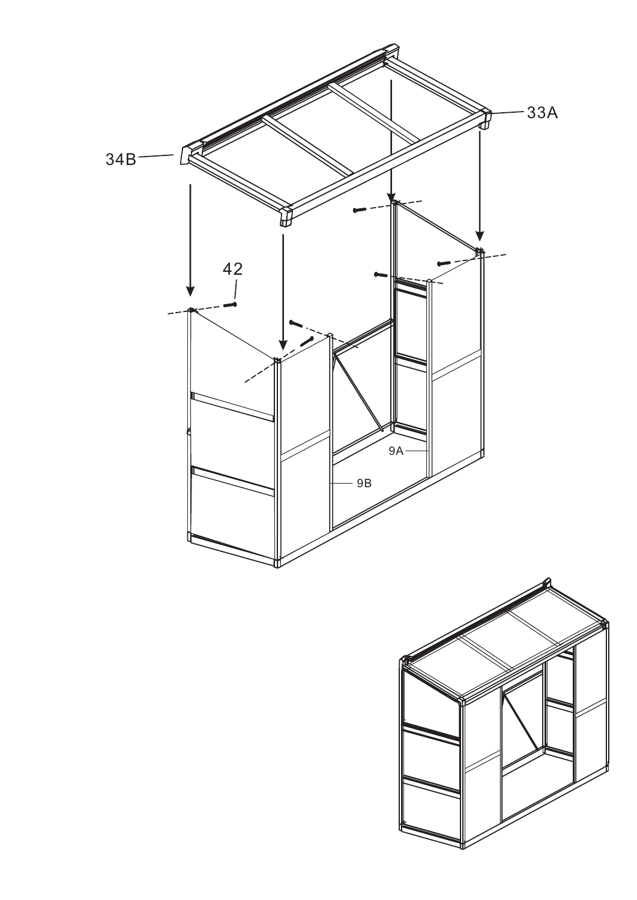34B

33A

42

9A

9B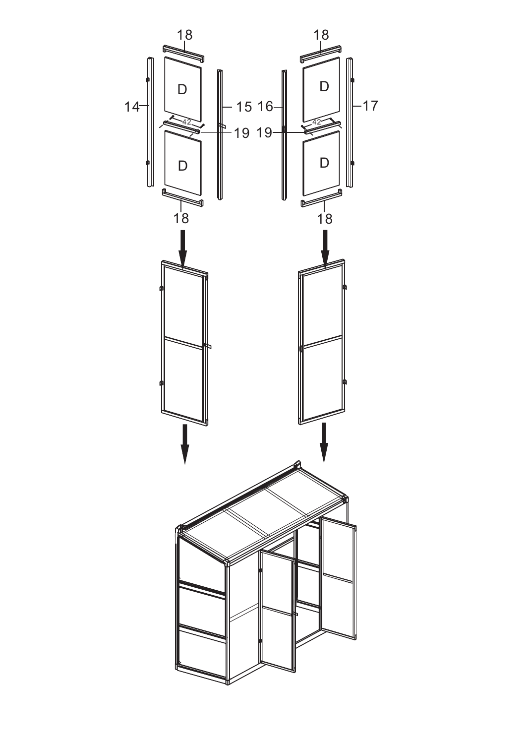18

D

14

15

42

19

D

18

18

D

16

17

42

19

D

18